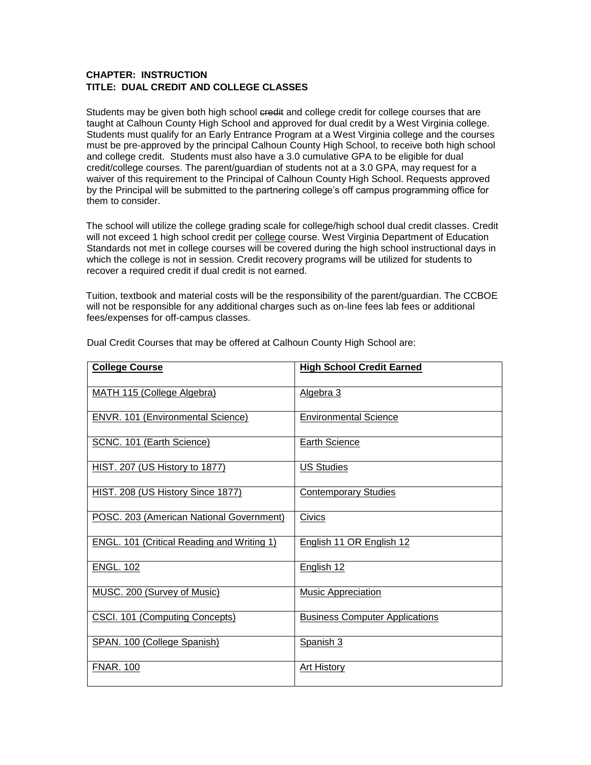**CHAPTER: INSTRUCTION**
**TITLE: DUAL CREDIT AND COLLEGE CLASSES**

Students may be given both high school ~~credit~~ and college credit for college courses that are taught at Calhoun County High School and approved for dual credit by a West Virginia college. Students must qualify for an Early Entrance Program at a West Virginia college and the courses must be pre-approved by the principal Calhoun County High School, to receive both high school and college credit. Students must also have a 3.0 cumulative GPA to be eligible for dual credit/college courses. The parent/guardian of students not at a 3.0 GPA, may request for a waiver of this requirement to the Principal of Calhoun County High School. Requests approved by the Principal will be submitted to the partnering college's off campus programming office for them to consider.

The school will utilize the college grading scale for college/high school dual credit classes. Credit will not exceed 1 high school credit per college course. West Virginia Department of Education Standards not met in college courses will be covered during the high school instructional days in which the college is not in session. Credit recovery programs will be utilized for students to recover a required credit if dual credit is not earned.

Tuition, textbook and material costs will be the responsibility of the parent/guardian. The CCBOE will not be responsible for any additional charges such as on-line fees lab fees or additional fees/expenses for off-campus classes.

Dual Credit Courses that may be offered at Calhoun County High School are:

| College Course | High School Credit Earned |
|---|---|
| MATH 115 (College Algebra) | Algebra 3 |
| ENVR. 101 (Environmental Science) | Environmental Science |
| SCNC. 101 (Earth Science) | Earth Science |
| HIST. 207 (US History to 1877) | US Studies |
| HIST. 208 (US History Since 1877) | Contemporary Studies |
| POSC. 203 (American National Government) | Civics |
| ENGL. 101 (Critical Reading and Writing 1) | English 11 OR English 12 |
| ENGL. 102 | English 12 |
| MUSC. 200 (Survey of Music) | Music Appreciation |
| CSCI. 101 (Computing Concepts) | Business Computer Applications |
| SPAN. 100 (College Spanish) | Spanish 3 |
| FNAR. 100 | Art History |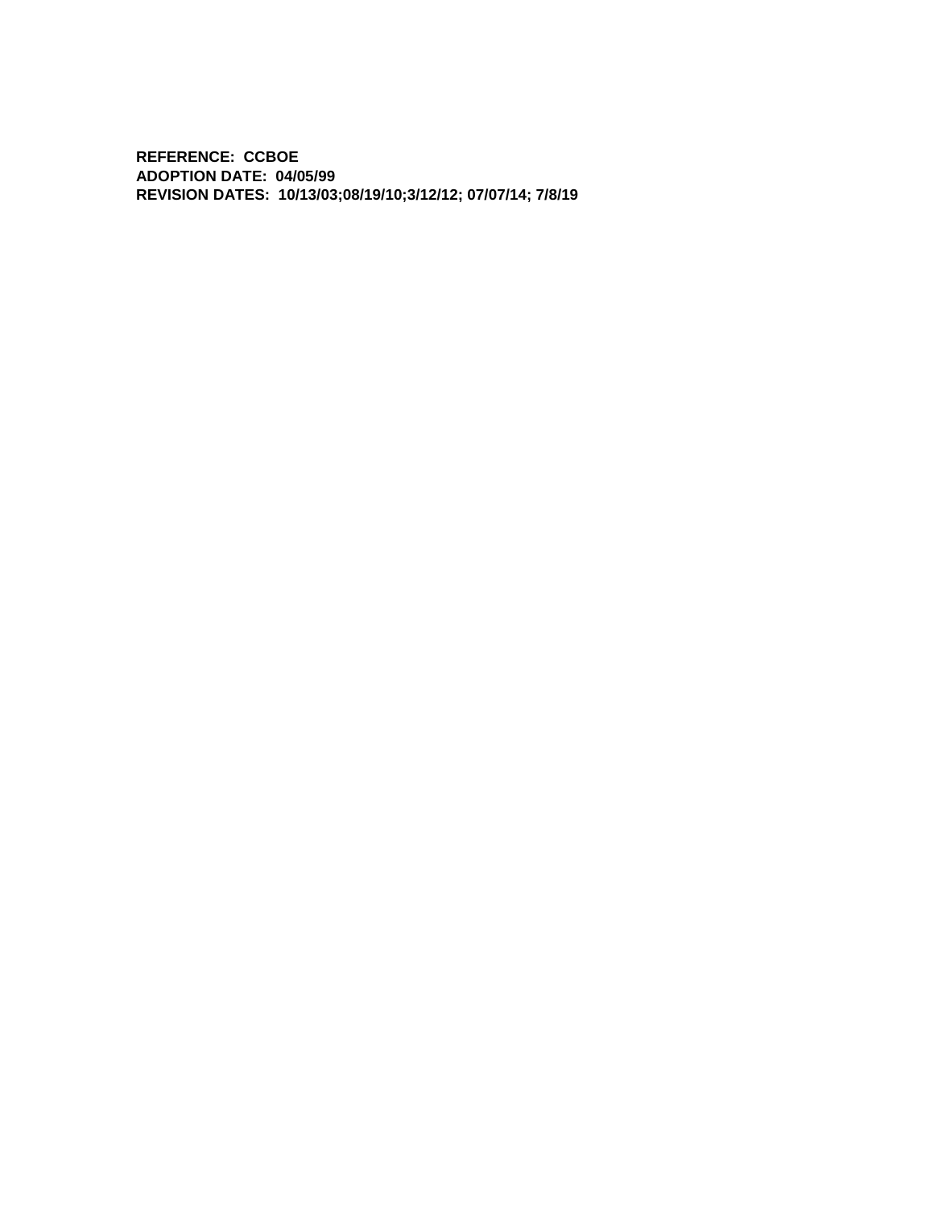**REFERENCE: CCBOE**
**ADOPTION DATE: 04/05/99**
**REVISION DATES: 10/13/03;08/19/10;3/12/12; 07/07/14; 7/8/19**